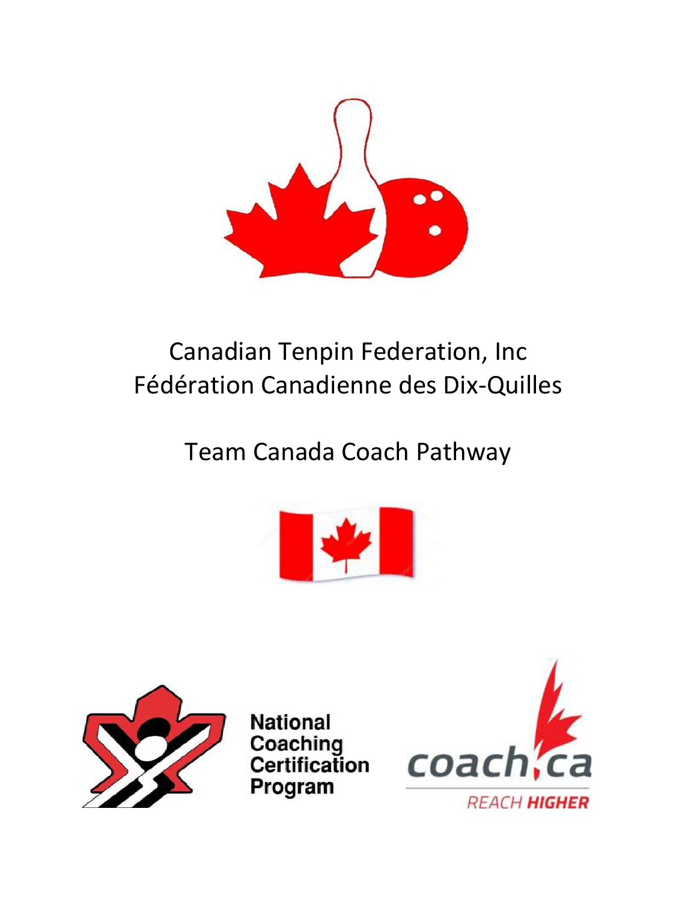# Canadian Tenpin Federation, Inc
# Fédération Canadienne des Dix-Quilles

## Team Canada Coach Pathway

National Coaching Certification Program

coach.ca

REACH HIGHER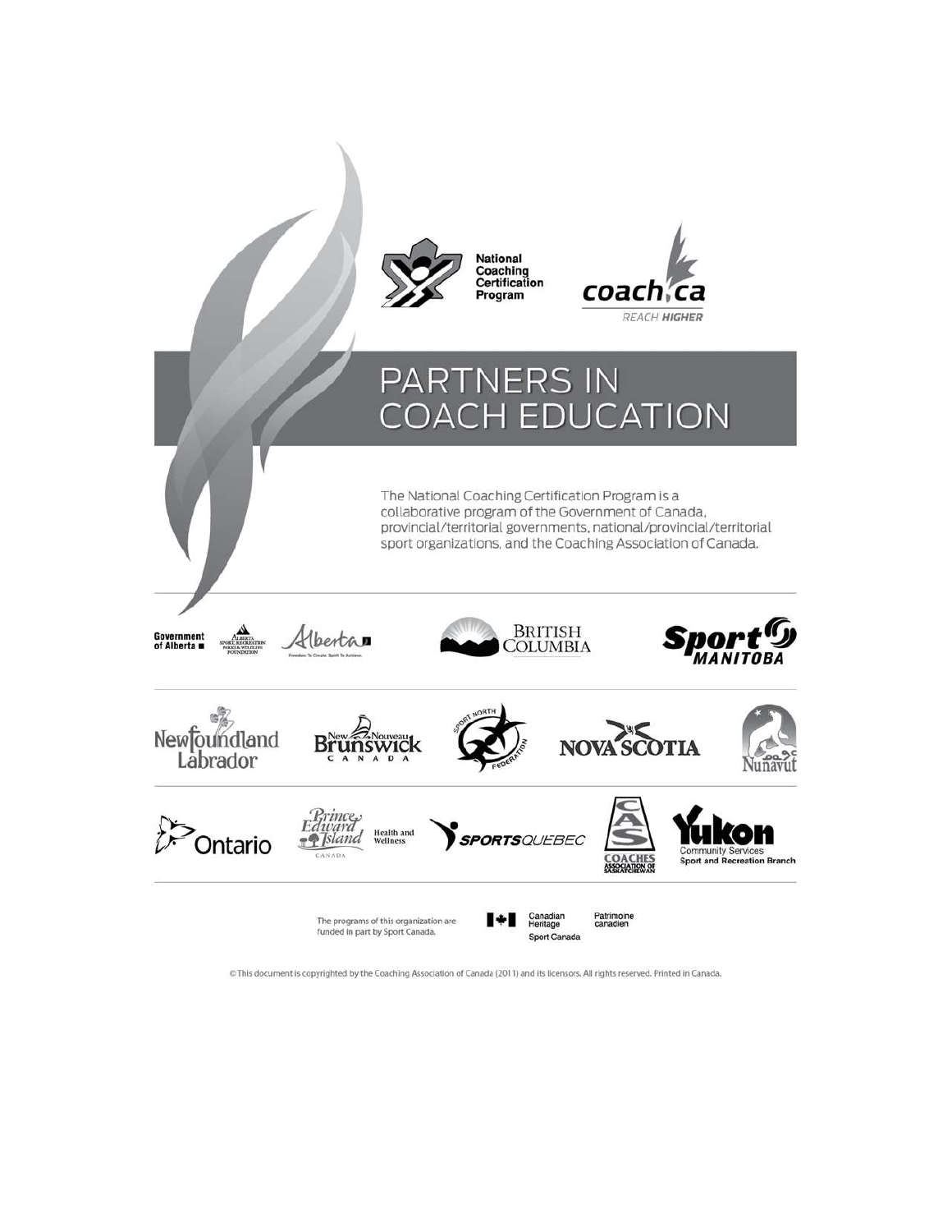National Coaching Certification Program

coach.ca REACH HIGHER

# PARTNERS IN COACH EDUCATION

The National Coaching Certification Program is a collaborative program of the Government of Canada, provincial/territorial governments, national/provincial/territorial sport organizations, and the Coaching Association of Canada.

Government of Alberta | Alberta Sport, Recreation, Parks & Wildlife Foundation | Alberta | British Columbia | Sport Manitoba

Newfoundland Labrador | New Brunswick / Nouveau Brunswick Canada | Sport North Federation | Nova Scotia | Nunavut

Ontario | Prince Edward Island Health and Wellness | SportsQuébec | Coaches Association of Saskatchewan | Yukon Community Services Sport and Recreation Branch

The programs of this organization are funded in part by Sport Canada.

Canadian Heritage / Patrimoine canadien — Sport Canada

© This document is copyrighted by the Coaching Association of Canada (2011) and its licensors. All rights reserved. Printed in Canada.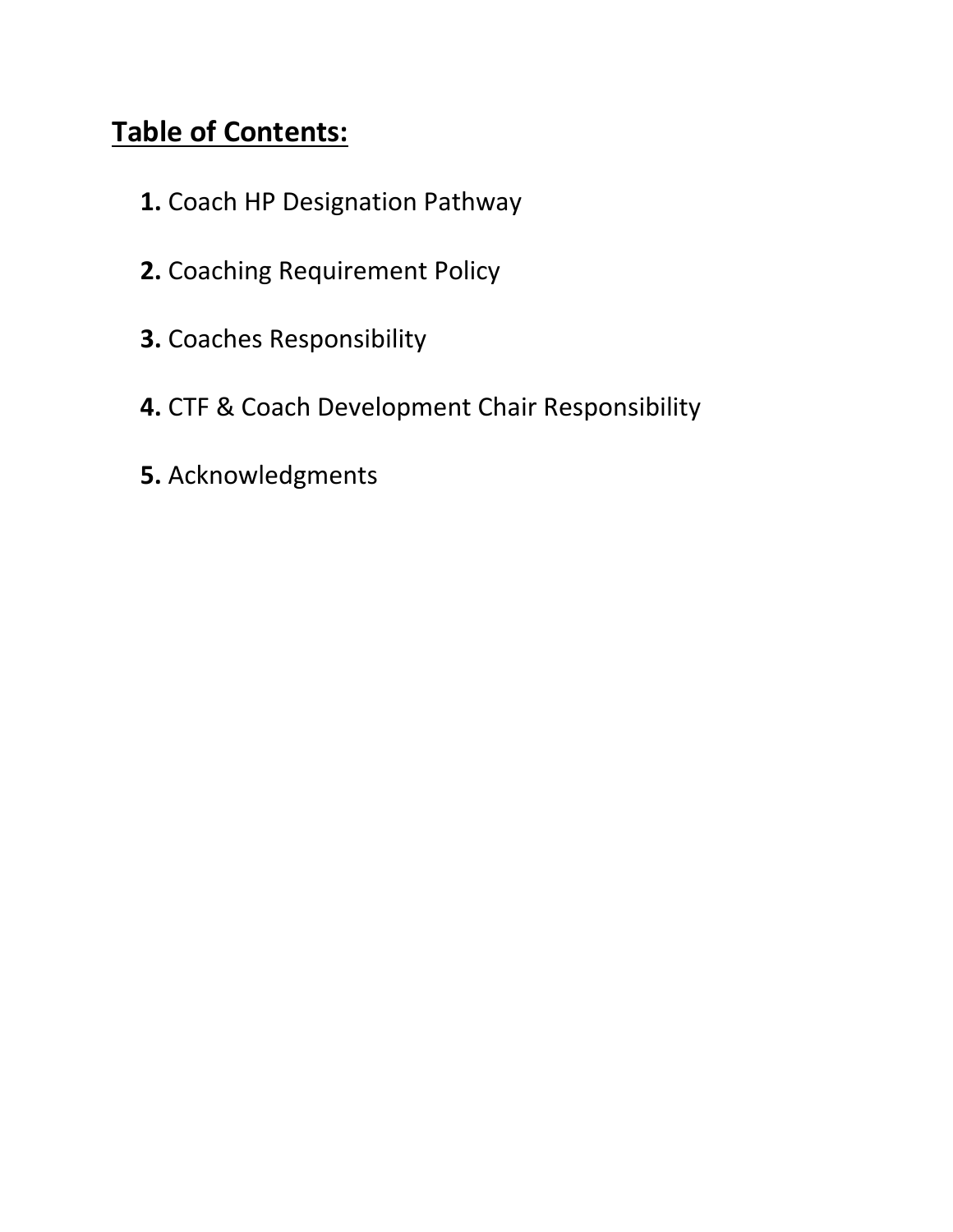## Table of Contents:

1. Coach HP Designation Pathway
2. Coaching Requirement Policy
3. Coaches Responsibility
4. CTF & Coach Development Chair Responsibility
5. Acknowledgments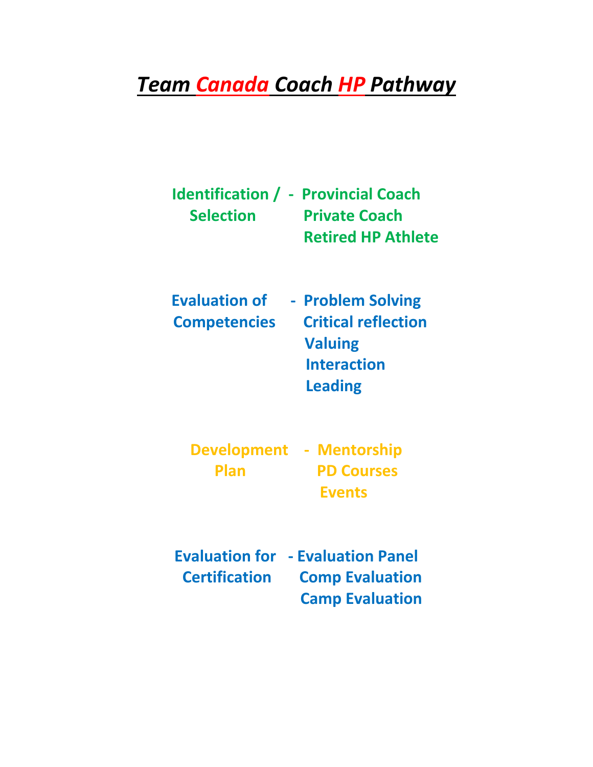# *Team Canada Coach HP Pathway*

**Identification / Selection** - **Provincial Coach**
**Private Coach**
**Retired HP Athlete**

**Evaluation of Competencies** - **Problem Solving**
**Critical reflection**
**Valuing**
**Interaction**
**Leading**

**Development Plan** - **Mentorship**
**PD Courses**
**Events**

**Evaluation for Certification** - **Evaluation Panel**
**Comp Evaluation**
**Camp Evaluation**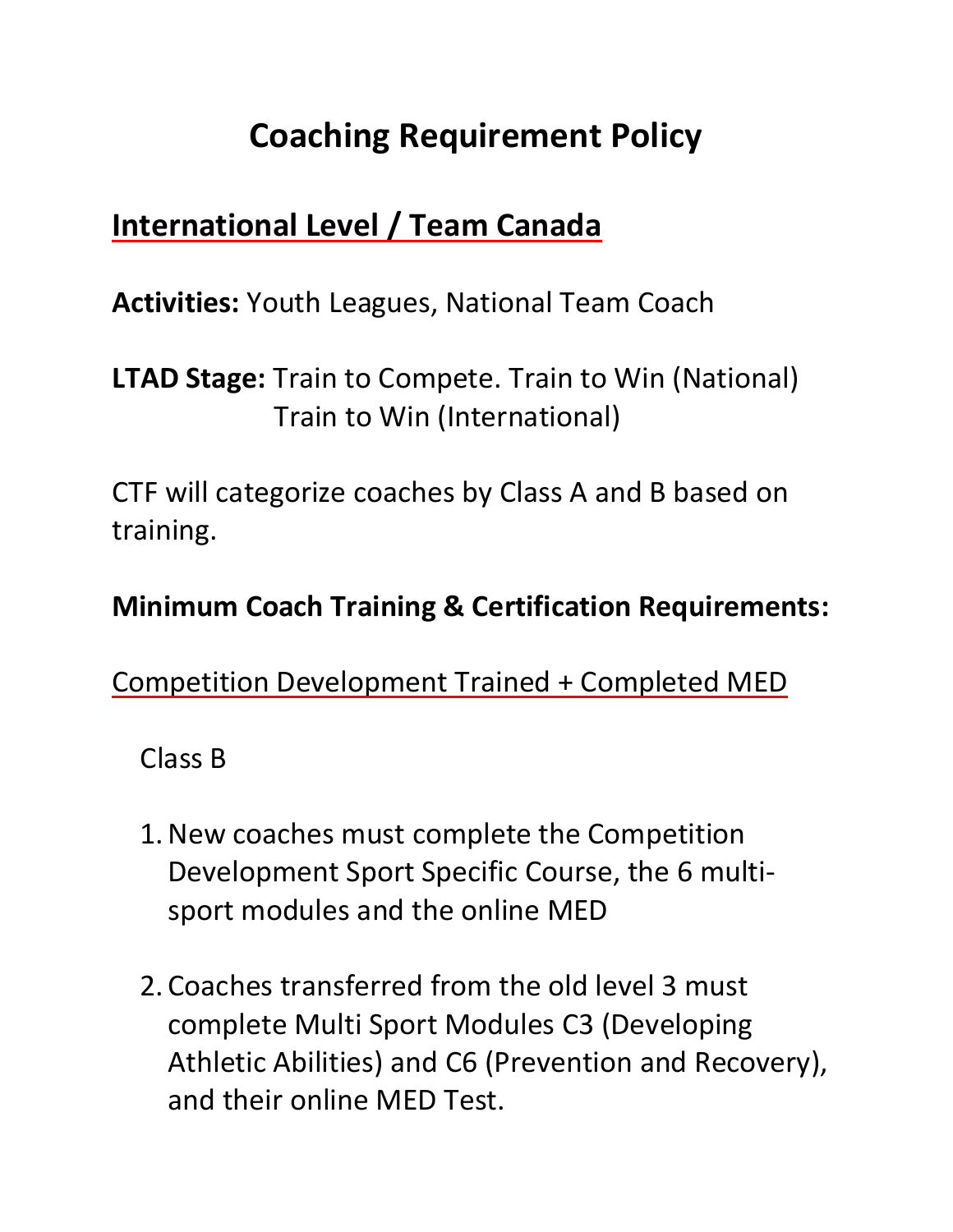# Coaching Requirement Policy

## International Level / Team Canada

**Activities:** Youth Leagues, National Team Coach

**LTAD Stage:** Train to Compete. Train to Win (National)
Train to Win (International)

CTF will categorize coaches by Class A and B based on training.

**Minimum Coach Training & Certification Requirements:**

Competition Development Trained + Completed MED

Class B

1. New coaches must complete the Competition Development Sport Specific Course, the 6 multi-sport modules and the online MED

2. Coaches transferred from the old level 3 must complete Multi Sport Modules C3 (Developing Athletic Abilities) and C6 (Prevention and Recovery), and their online MED Test.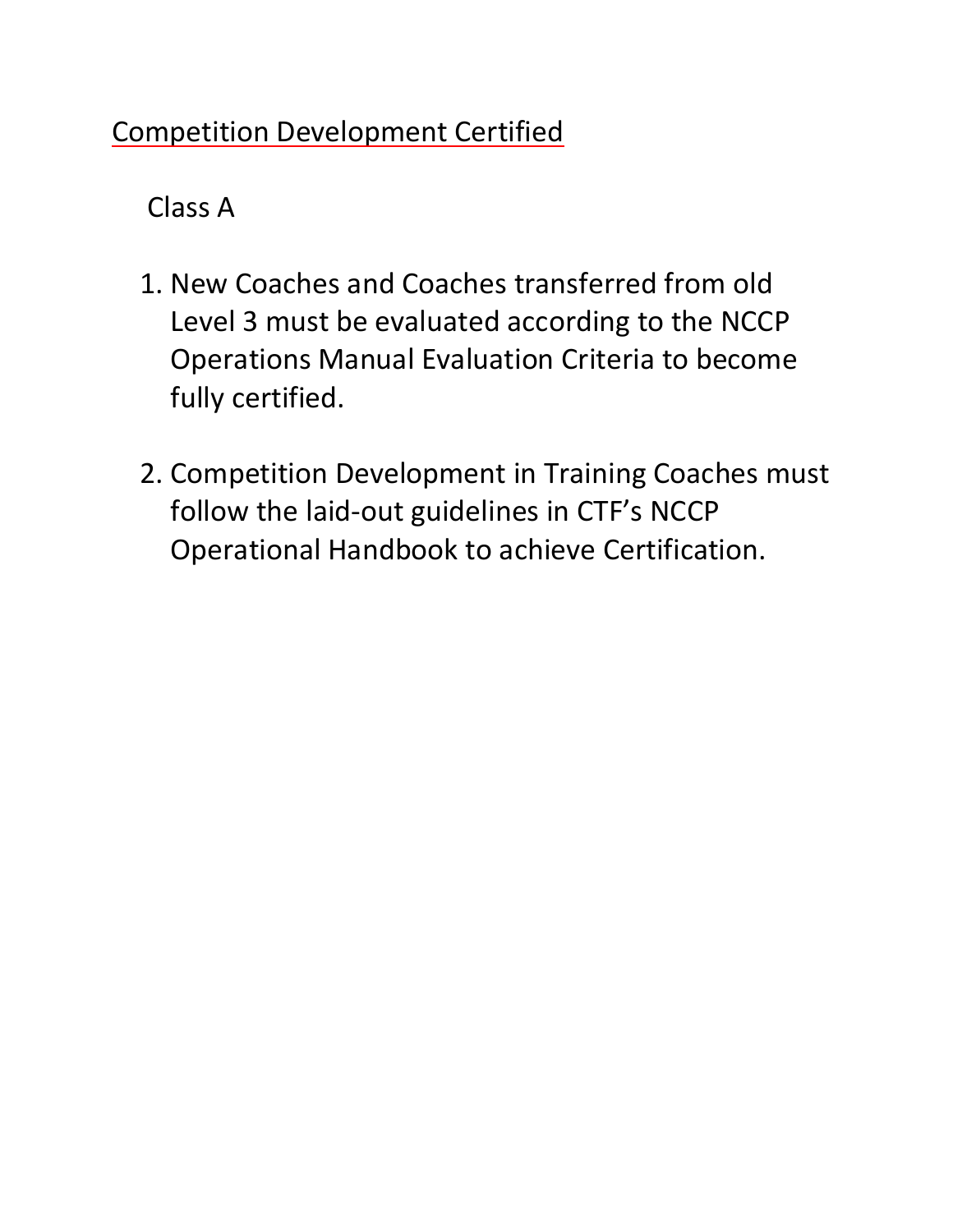## Competition Development Certified

### Class A

1. New Coaches and Coaches transferred from old Level 3 must be evaluated according to the NCCP Operations Manual Evaluation Criteria to become fully certified.

2. Competition Development in Training Coaches must follow the laid-out guidelines in CTF's NCCP Operational Handbook to achieve Certification.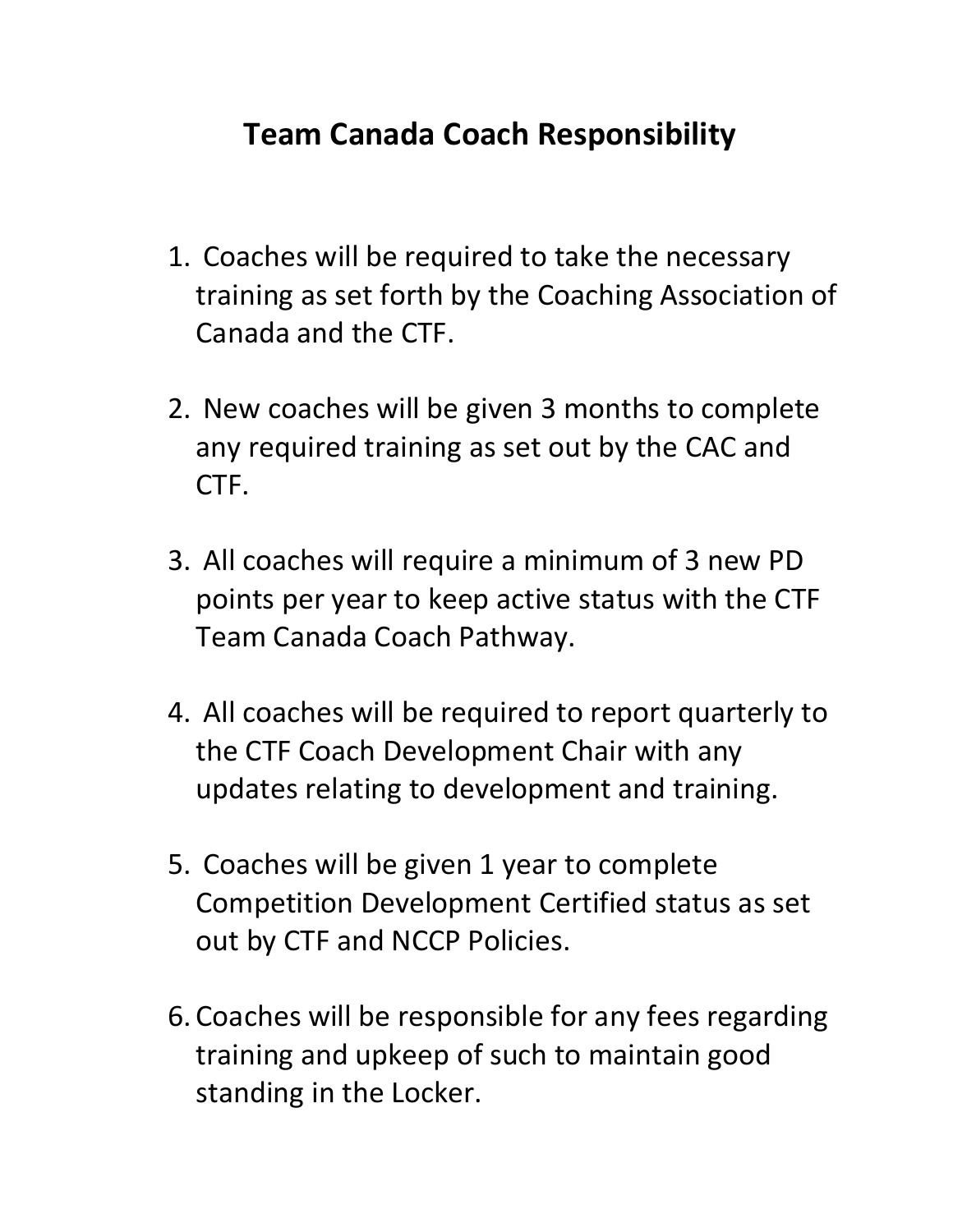# Team Canada Coach Responsibility

1. Coaches will be required to take the necessary training as set forth by the Coaching Association of Canada and the CTF.

2. New coaches will be given 3 months to complete any required training as set out by the CAC and CTF.

3. All coaches will require a minimum of 3 new PD points per year to keep active status with the CTF Team Canada Coach Pathway.

4. All coaches will be required to report quarterly to the CTF Coach Development Chair with any updates relating to development and training.

5. Coaches will be given 1 year to complete Competition Development Certified status as set out by CTF and NCCP Policies.

6. Coaches will be responsible for any fees regarding training and upkeep of such to maintain good standing in the Locker.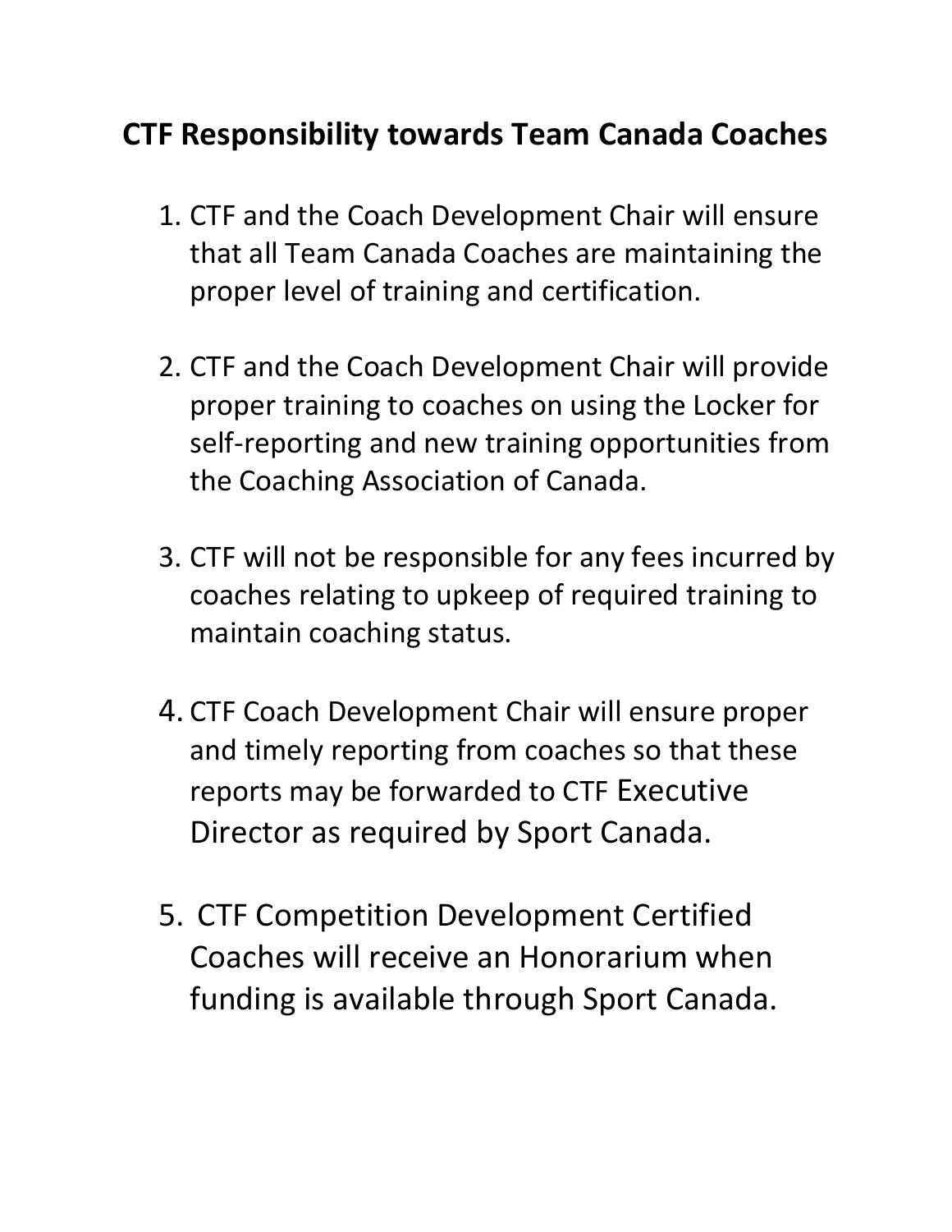## CTF Responsibility towards Team Canada Coaches

1. CTF and the Coach Development Chair will ensure that all Team Canada Coaches are maintaining the proper level of training and certification.

2. CTF and the Coach Development Chair will provide proper training to coaches on using the Locker for self-reporting and new training opportunities from the Coaching Association of Canada.

3. CTF will not be responsible for any fees incurred by coaches relating to upkeep of required training to maintain coaching status.

4. CTF Coach Development Chair will ensure proper and timely reporting from coaches so that these reports may be forwarded to CTF Executive Director as required by Sport Canada.

5. CTF Competition Development Certified Coaches will receive an Honorarium when funding is available through Sport Canada.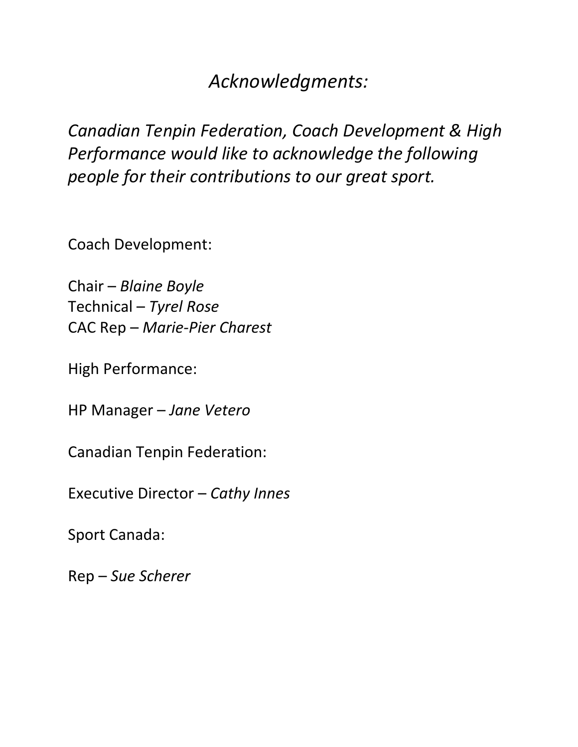# *Acknowledgments:*

*Canadian Tenpin Federation, Coach Development & High Performance would like to acknowledge the following people for their contributions to our great sport.*

Coach Development:

Chair – *Blaine Boyle*
Technical – *Tyrel Rose*
CAC Rep – *Marie-Pier Charest*

High Performance:

HP Manager – *Jane Vetero*

Canadian Tenpin Federation:

Executive Director – *Cathy Innes*

Sport Canada:

Rep – *Sue Scherer*